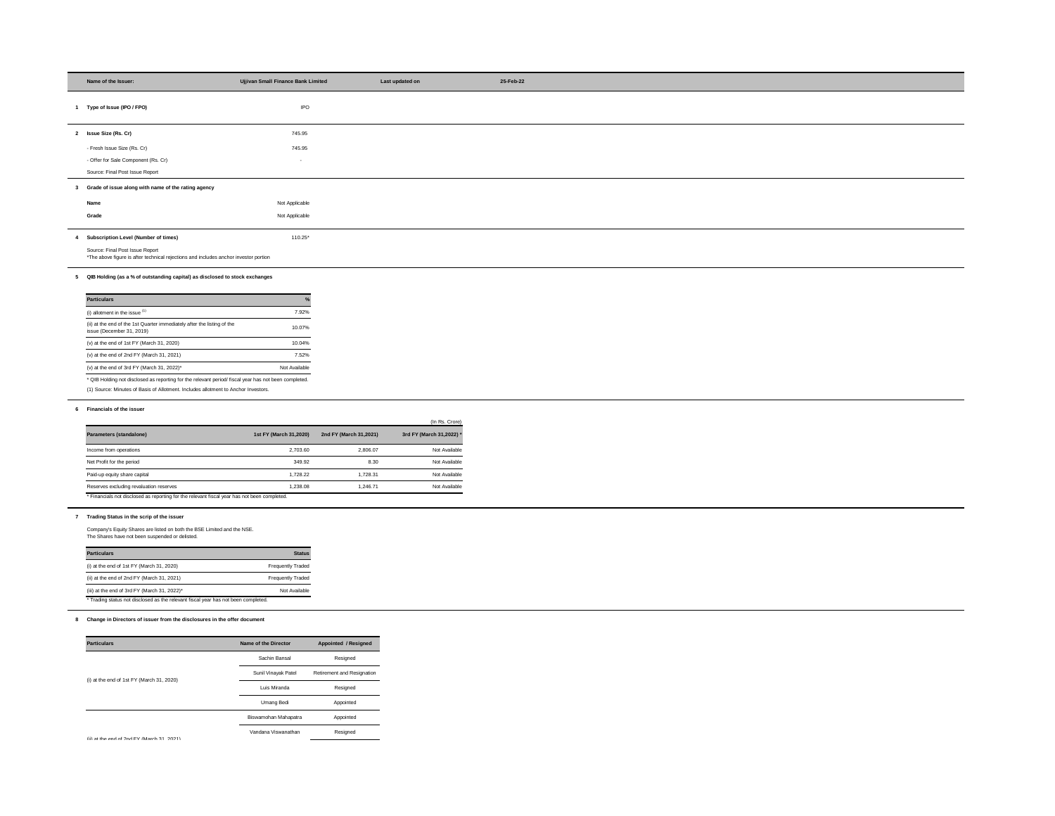| Name of the Issuer: | Ujjivan Small Finance Bank Limited | Last updated on | 25-Feb-22 |
|---|---|---|---|

**1 Type of Issue (IPO / FPO)** IPO

**2 Issue Size (Rs. Cr)** 745.95

- Fresh Issue Size (Rs. Cr) 745.95

- Offer for Sale Component (Rs. Cr) -

Source: Final Post Issue Report

**3 Grade of issue along with name of the rating agency**

**Name** Not Applicable

**Grade** Not Applicable

**4 Subscription Level (Number of times)** 110.25*

Source: Final Post Issue Report
*The above figure is after technical rejections and includes anchor investor portion

**5 QIB Holding (as a % of outstanding capital) as disclosed to stock exchanges**

| Particulars | % |
|---|---|
| (i) allotment in the issue [1] | 7.92% |
| (ii) at the end of the 1st Quarter immediately after the listing of the issue (December 31, 2019) | 10.07% |
| (v) at the end of 1st FY (March 31, 2020) | 10.04% |
| (v) at the end of 2nd FY (March 31, 2021) | 7.52% |
| (v) at the end of 3rd FY (March 31, 2022)* | Not Available |

* QIB Holding not disclosed as reporting for the relevant period/ fiscal year has not been completed.

(1) Source: Minutes of Basis of Allotment. Includes allotment to Anchor Investors.

**6 Financials of the issuer**

(In Rs. Crore)

| Parameters (standalone) | 1st FY (March 31,2020) | 2nd FY (March 31,2021) | 3rd FY (March 31,2022) * |
|---|---|---|---|
| Income from operations | 2,703.60 | 2,806.07 | Not Available |
| Net Profit for the period | 349.92 | 8.30 | Not Available |
| Paid-up equity share capital | 1,728.22 | 1,728.31 | Not Available |
| Reserves excluding revaluation reserves | 1,238.08 | 1,246.71 | Not Available |

* Financials not disclosed as reporting for the relevant fiscal year has not been completed.

**7 Trading Status in the scrip of the issuer**

Company's Equity Shares are listed on both the BSE Limited and the NSE.
The Shares have not been suspended or delisted.

| Particulars | Status |
|---|---|
| (i) at the end of 1st FY (March 31, 2020) | Frequently Traded |
| (ii) at the end of 2nd FY (March 31, 2021) | Frequently Traded |
| (iii) at the end of 3rd FY (March 31, 2022)* | Not Available |

* Trading status not disclosed as the relevant fiscal year has not been completed.

**8 Change in Directors of issuer from the disclosures in the offer document**

| Particulars | Name of the Director | Appointed / Resigned |
|---|---|---|
| (i) at the end of 1st FY (March 31, 2020) | Sachin Bansal | Resigned |
| | Sunil Vinayak Patel | Retirement and Resignation |
| | Luis Miranda | Resigned |
| | Umang Bedi | Appointed |
| (ii) at the end of 2nd FY (March 31, 2021) | Biswamohan Mahapatra | Appointed |
| | Vandana Viswanathan | Resigned |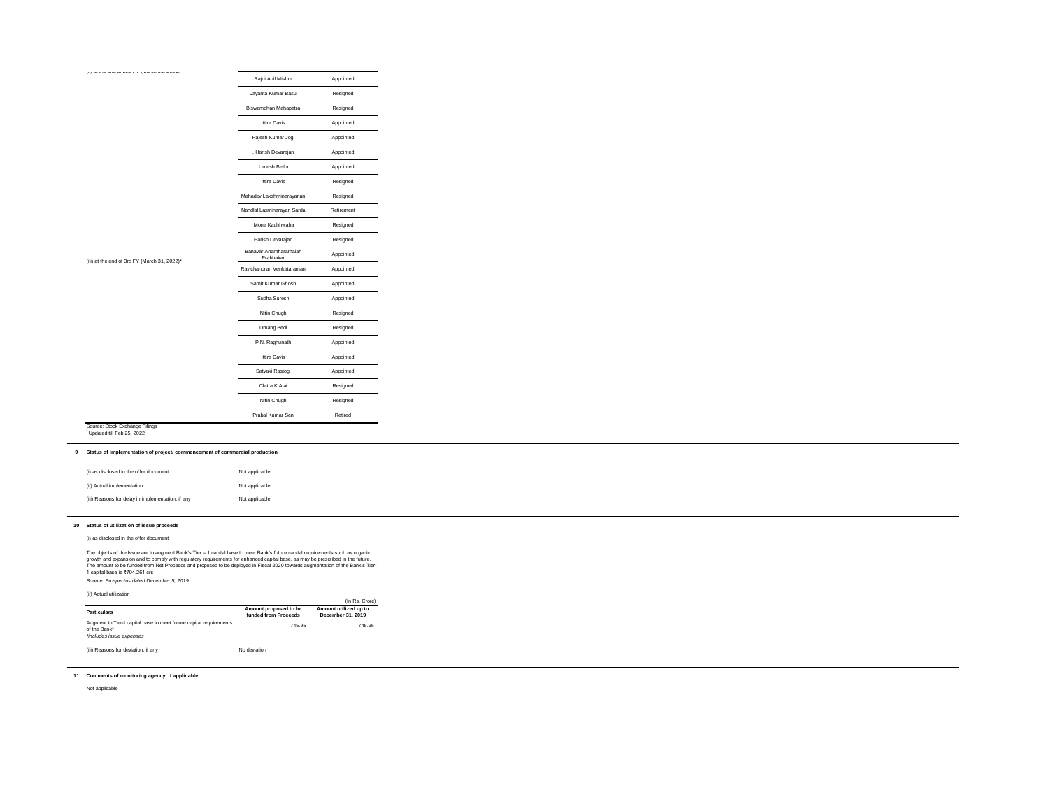| | | |
|---|---|---|
| (ii) at the end of 2nd FY (March 31, 2021) | Rajni Anil Mishra | Appointed |
| | Jayanta Kumar Basu | Resigned |
| (iii) at the end of 3rd FY (March 31, 2022)* | Biswamohan Mahapatra | Resigned |
| | Ittira Davis | Appointed |
| | Rajesh Kumar Jogi | Appointed |
| | . Harish Devarajan | Appointed |
| | Umesh Bellur | Appointed |
| | Ittira Davis | Resigned |
| | Mahadev Lakshminarayanan | Resigned |
| | Nandlal Laxminarayan Sarda | Retirement |
| | Mona Kachhwaha | Resigned |
| | Harish Devarajan | Resigned |
| | Banavar Anantharamaiah Prabhakar | Appointed |
| | Ravichandran Venkataraman | Appointed |
| | Samit Kumar Ghosh | Appointed |
| | Sudha Suresh | Appointed |
| | Nitin Chugh | Resigned |
| | Umang Bedi | Resigned |
| | P.N. Raghunath | Appointed |
| | Ittira Davis | Appointed |
| | Satyaki Rastogi | Appointed |
| | Chitra K Alai | Resigned |
| | Nitin Chugh | Resigned |
| | Prabal Kumar Sen | Retired |

Source: Stock Exchange Filings

*Updated till Feb 25, 2022

**9 Status of implementation of project/ commencement of commercial production**

(i) as disclosed in the offer document — Not applicable

(ii) Actual implementation — Not applicable

(iii) Reasons for delay in implementation, if any — Not applicable

**10 Status of utilization of issue proceeds**

(i) as disclosed in the offer document

The objects of the Issue are to augment Bank's Tier – 1 capital base to meet Bank's future capital requirements such as organic growth and expansion and to comply with regulatory requirements for enhanced capital base, as may be prescribed in the future. The amount to be funded from Net Proceeds and proposed to be deployed in Fiscal 2020 towards augmentation of the Bank's Tier-1 capital base is ₹704.261 crs

*Source: Prospectus dated December 5, 2019*

(ii) Actual utilization

(In Rs. Crore)

| Particulars | Amount proposed to be funded from Proceeds | Amount utilized up to December 31, 2019 |
|---|---|---|
| Augment to Tier-I capital base to meet future capital requirements of the Bank* | 745.95 | 745.95 |

*\*includes issue expenses*

(iii) Reasons for deviation, if any — No deviation

**11 Comments of monitoring agency, if applicable**

Not applicable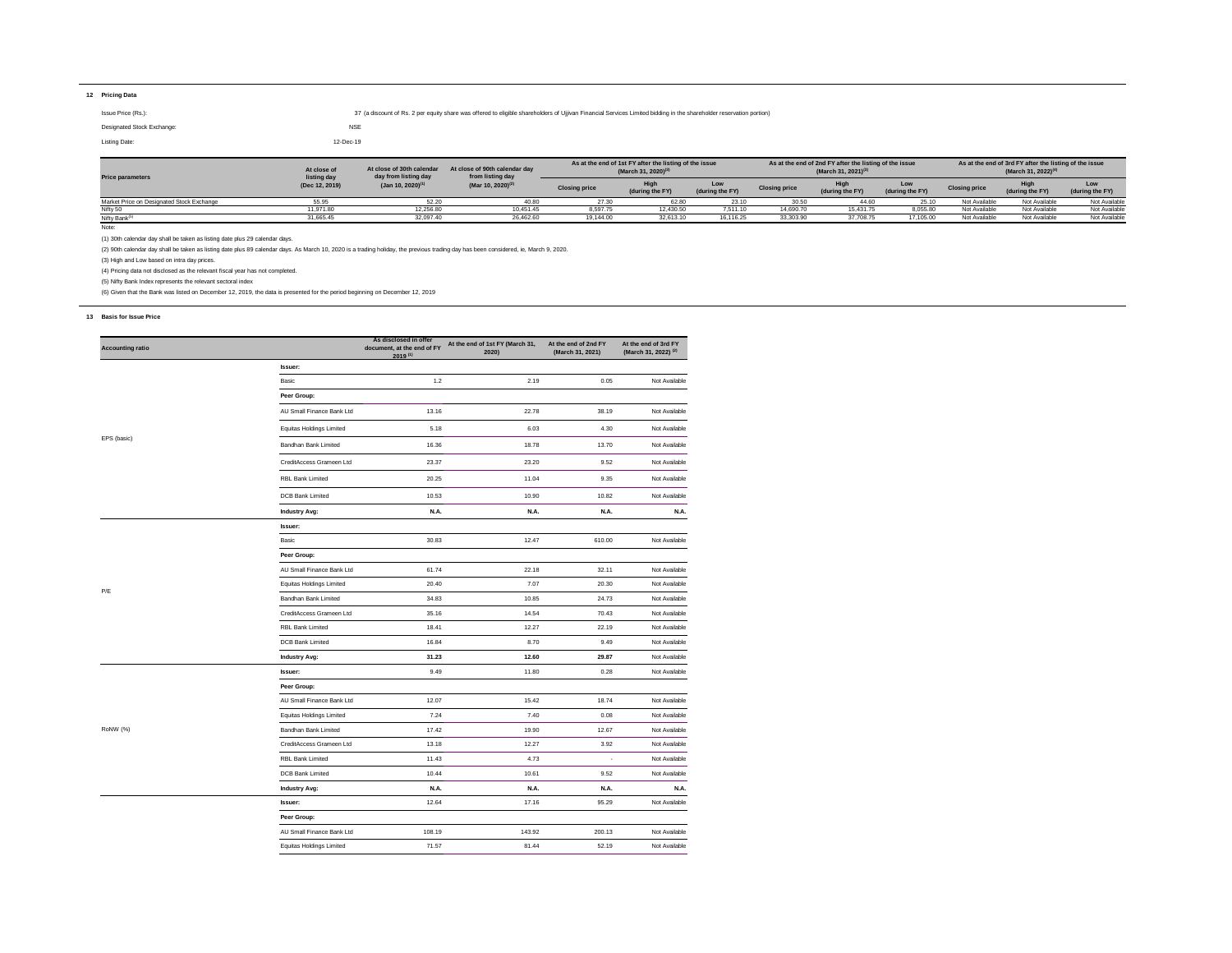## 12 Pricing Data

Issue Price (Rs.): 37 (a discount of Rs. 2 per equity share was offered to eligible shareholders of Ujjivan Financial Services Limited bidding in the shareholder reservation portion)

Designated Stock Exchange: NSE

Listing Date: 12-Dec-19

| Price parameters | At close of listing day (Dec 12, 2019) | At close of 30th calendar day from listing day (Jan 10, 2020)[1] | At close of 90th calendar day from listing day (Mar 10, 2020)[2] | As at the end of 1st FY after the listing of the issue (March 31, 2020)[6] | | | As at the end of 2nd FY after the listing of the issue (March 31, 2021)[3] | | | As at the end of 3rd FY after the listing of the issue (March 31, 2022)[4] | | |
|---|---|---|---|---|---|---|---|---|---|---|---|---|
| | | | | Closing price | High (during the FY) | Low (during the FY) | Closing price | High (during the FY) | Low (during the FY) | Closing price | High (during the FY) | Low (during the FY) |
| Market Price on Designated Stock Exchange | 55.95 | 52.20 | 40.80 | 27.30 | 62.80 | 23.10 | 30.50 | 44.60 | 25.10 | Not Available | Not Available | Not Available |
| Nifty 50 | 11,971.80 | 12,256.80 | 10,451.45 | 8,597.75 | 12,430.50 | 7,511.10 | 14,690.70 | 15,431.75 | 8,055.80 | Not Available | Not Available | Not Available |
| Nifty Bank[5] | 31,665.45 | 32,097.40 | 26,462.60 | 19,144.00 | 32,613.10 | 16,116.25 | 33,303.90 | 37,708.75 | 17,105.00 | Not Available | Not Available | Not Available |

Note:

(1) 30th calendar day shall be taken as listing date plus 29 calendar days.

(2) 90th calendar day shall be taken as listing date plus 89 calendar days. As March 10, 2020 is a trading holiday, the previous trading day has been considered, ie, March 9, 2020.

(3) High and Low based on intra day prices.

(4) Pricing data not disclosed as the relevant fiscal year has not completed.

(5) Nifty Bank Index represents the relevant sectoral index

(6) Given that the Bank was listed on December 12, 2019, the data is presented for the period beginning on December 12, 2019

## 13 Basis for Issue Price

| Accounting ratio | | As disclosed in offer document, at the end of FY 2019[1] | At the end of 1st FY (March 31, 2020) | At the end of 2nd FY (March 31, 2021) | At the end of 3rd FY (March 31, 2022)[2] |
|---|---|---|---|---|---|
| EPS (basic) | **Issuer:** | | | | |
| | Basic | 1.2 | 2.19 | 0.05 | Not Available |
| | **Peer Group:** | | | | |
| | AU Small Finance Bank Ltd | 13.16 | 22.78 | 38.19 | Not Available |
| | Equitas Holdings Limited | 5.18 | 6.03 | 4.30 | Not Available |
| | Bandhan Bank Limited | 16.36 | 18.78 | 13.70 | Not Available |
| | CreditAccess Grameen Ltd | 23.37 | 23.20 | 9.52 | Not Available |
| | RBL Bank Limited | 20.25 | 11.04 | 9.35 | Not Available |
| | DCB Bank Limited | 10.53 | 10.90 | 10.82 | Not Available |
| | **Industry Avg:** | **N.A.** | **N.A.** | **N.A.** | **N.A.** |
| P/E | **Issuer:** | | | | |
| | Basic | 30.83 | 12.47 | 610.00 | Not Available |
| | **Peer Group:** | | | | |
| | AU Small Finance Bank Ltd | 61.74 | 22.18 | 32.11 | Not Available |
| | Equitas Holdings Limited | 20.40 | 7.07 | 20.30 | Not Available |
| | Bandhan Bank Limited | 34.83 | 10.85 | 24.73 | Not Available |
| | CreditAccess Grameen Ltd | 35.16 | 14.54 | 70.43 | Not Available |
| | RBL Bank Limited | 18.41 | 12.27 | 22.19 | Not Available |
| | DCB Bank Limited | 16.84 | 8.70 | 9.49 | Not Available |
| | **Industry Avg:** | **31.23** | **12.60** | **29.87** | Not Available |
| RoNW (%) | **Issuer:** | 9.49 | 11.80 | 0.28 | Not Available |
| | **Peer Group:** | | | | |
| | AU Small Finance Bank Ltd | 12.07 | 15.42 | 18.74 | Not Available |
| | Equitas Holdings Limited | 7.24 | 7.40 | 0.08 | Not Available |
| | Bandhan Bank Limited | 17.42 | 19.90 | 12.67 | Not Available |
| | CreditAccess Grameen Ltd | 13.18 | 12.27 | 3.92 | Not Available |
| | RBL Bank Limited | 11.43 | 4.73 | - | Not Available |
| | DCB Bank Limited | 10.44 | 10.61 | 9.52 | Not Available |
| | **Industry Avg:** | **N.A.** | **N.A.** | **N.A.** | **N.A.** |
| | **Issuer:** | 12.64 | 17.16 | 95.29 | Not Available |
| | **Peer Group:** | | | | |
| | AU Small Finance Bank Ltd | 108.19 | 143.92 | 200.13 | Not Available |
| | Equitas Holdings Limited | 71.57 | 81.44 | 52.19 | Not Available |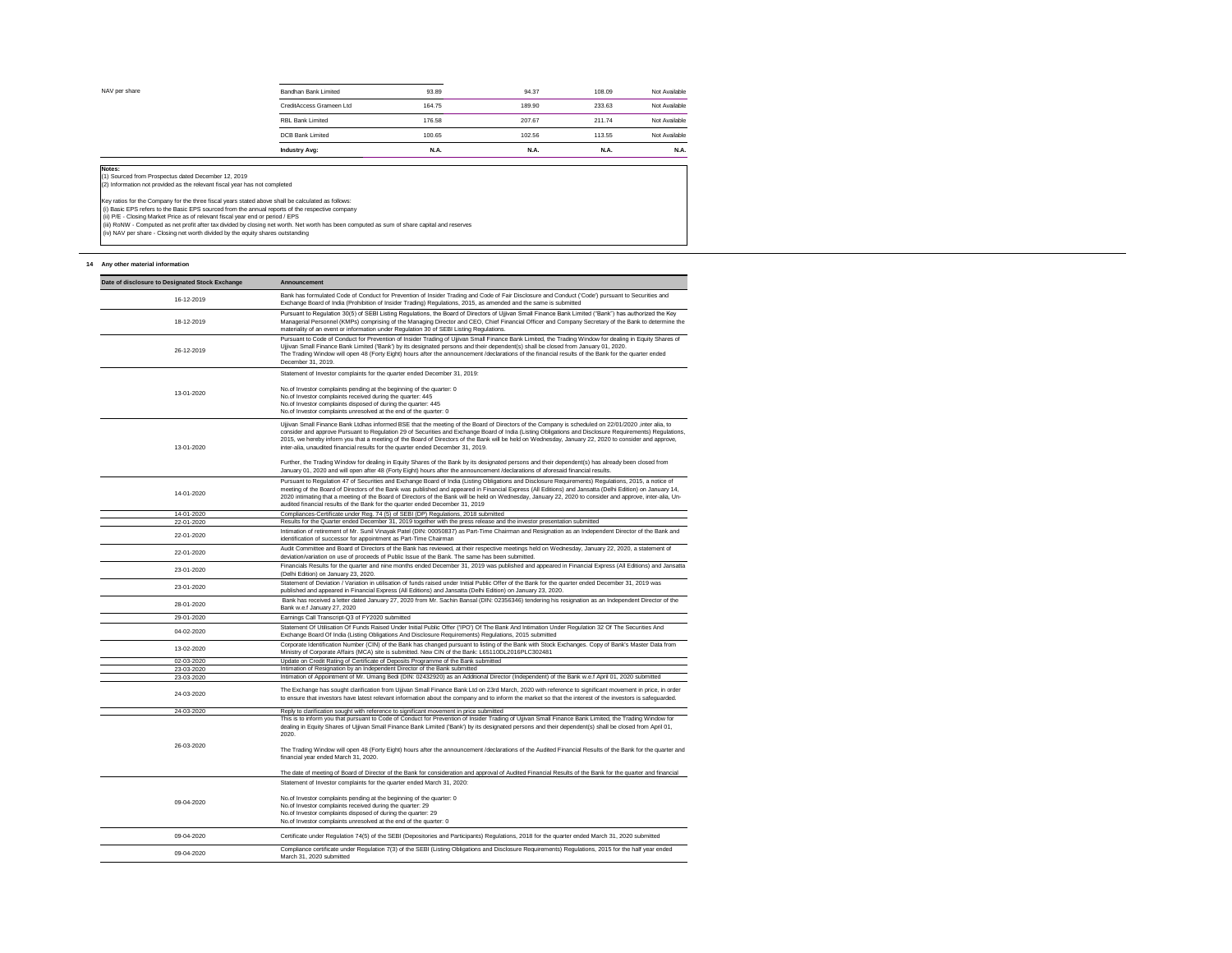| NAV per share | Bandhan Bank Limited | 93.89 | 94.37 | 108.09 | Not Available |
|---|---|---|---|---|---|
| | CreditAccess Grameen Ltd | 164.75 | 189.90 | 233.63 | Not Available |
| | RBL Bank Limited | 176.58 | 207.67 | 211.74 | Not Available |
| | DCB Bank Limited | 100.65 | 102.56 | 113.55 | Not Available |
| | **Industry Avg:** | **N.A.** | **N.A.** | **N.A.** | **N.A.** |

**Notes:**
(1) Sourced from Prospectus dated December 12, 2019
(2) Information not provided as the relevant fiscal year has not completed

Key ratios for the Company for the three fiscal years stated above shall be calculated as follows:
(i) Basic EPS refers to the Basic EPS sourced from the annual reports of the respective company
(ii) P/E - Closing Market Price as of relevant fiscal year end or period / EPS
(iii) RoNW - Computed as net profit after tax divided by closing net worth. Net worth has been computed as sum of share capital and reserves
(iv) NAV per share - Closing net worth divided by the equity shares outstanding

## 14 Any other material information

| Date of disclosure to Designated Stock Exchange | Announcement |
|---|---|
| 16-12-2019 | Bank has formulated Code of Conduct for Prevention of Insider Trading and Code of Fair Disclosure and Conduct ('Code') pursuant to Securities and Exchange Board of India (Prohibition of Insider Trading) Regulations, 2015, as amended and the same is submitted |
| 18-12-2019 | Pursuant to Regulation 30(5) of SEBI Listing Regulations, the Board of Directors of Ujjivan Small Finance Bank Limited ("Bank") has authorized the Key Managerial Personnel (KMPs) comprising of the Managing Director and CEO, Chief Financial Officer and Company Secretary of the Bank to determine the materiality of an event or information under Regulation 30 of SEBI Listing Regulations. |
| 26-12-2019 | Pursuant to Code of Conduct for Prevention of Insider Trading of Ujjivan Small Finance Bank Limited, the Trading Window for dealing in Equity Shares of Ujjivan Small Finance Bank Limited ('Bank') by its designated persons and their dependent(s) shall be closed from January 01, 2020. The Trading Window will open 48 (Forty Eight) hours after the announcement /declarations of the financial results of the Bank for the quarter ended December 31, 2019. |
| 13-01-2020 | Statement of Investor complaints for the quarter ended December 31, 2019:<br><br>No.of Investor complaints pending at the beginning of the quarter: 0<br>No.of Investor complaints received during the quarter: 445<br>No.of Investor complaints disposed of during the quarter: 445<br>No.of Investor complaints unresolved at the end of the quarter: 0 |
| 13-01-2020 | Ujjivan Small Finance Bank Ltdhas informed BSE that the meeting of the Board of Directors of the Company is scheduled on 22/01/2020 ,inter alia, to consider and approve Pursuant to Regulation 29 of Securities and Exchange Board of India (Listing Obligations and Disclosure Requirements) Regulations, 2015, we hereby inform you that a meeting of the Board of Directors of the Bank will be held on Wednesday, January 22, 2020 to consider and approve, inter-alia, unaudited financial results for the quarter ended December 31, 2019.<br><br>Further, the Trading Window for dealing in Equity Shares of the Bank by its designated persons and their dependent(s) has already been closed from January 01, 2020 and will open after 48 (Forty Eight) hours after the announcement /declarations of aforesaid financial results. |
| 14-01-2020 | Pursuant to Regulation 47 of Securities and Exchange Board of India (Listing Obligations and Disclosure Requirements) Regulations, 2015, a notice of meeting of the Board of Directors of the Bank was published and appeared in Financial Express (All Editions) and Jansatta (Delhi Edition) on January 14, 2020 intimating that a meeting of the Board of Directors of the Bank will be held on Wednesday, January 22, 2020 to consider and approve, inter-alia, Un-audited financial results of the Bank for the quarter ended December 31, 2019 |
| 14-01-2020 | Compliances-Certificate under Reg. 74 (5) of SEBI (DP) Regulations, 2018 submitted |
| 22-01-2020 | Results for the Quarter ended December 31, 2019 together with the press release and the investor presentation submitted |
| 22-01-2020 | Intimation of retirement of Mr. Sunil Vinayak Patel (DIN: 00050837) as Part-Time Chairman and Resignation as an Independent Director of the Bank and identification of successor for appointment as Part-Time Chairman |
| 22-01-2020 | Audit Committee and Board of Directors of the Bank has reviewed, at their respective meetings held on Wednesday, January 22, 2020, a statement of deviation/variation on use of proceeds of Public Issue of the Bank. The same has been submitted. |
| 23-01-2020 | Financials Results for the quarter and nine months ended December 31, 2019 was published and appeared in Financial Express (All Editions) and Jansatta (Delhi Edition) on January 23, 2020. |
| 23-01-2020 | Statement of Deviation / Variation in utilisation of funds raised under Initial Public Offer of the Bank for the quarter ended December 31, 2019 was published and appeared in Financial Express (All Editions) and Jansatta (Delhi Edition) on January 23, 2020. |
| 28-01-2020 | Bank has received a letter dated January 27, 2020 from Mr. Sachin Bansal (DIN: 02356346) tendering his resignation as an Independent Director of the Bank w.e.f January 27, 2020 |
| 29-01-2020 | Earnings Call Transcript-Q3 of FY2020 submitted |
| 04-02-2020 | Statement Of Utilisation Of Funds Raised Under Initial Public Offer ('IPO') Of The Bank And Intimation Under Regulation 32 Of The Securities And Exchange Board Of India (Listing Obligations And Disclosure Requirements) Regulations, 2015 submitted |
| 13-02-2020 | Corporate Identification Number (CIN) of the Bank has changed pursuant to listing of the Bank with Stock Exchanges. Copy of Bank's Master Data from Ministry of Corporate Affairs (MCA) site is submitted. New CIN of the Bank: L65110DL2016PLC302481 |
| 02-03-2020 | Update on Credit Rating of Certificate of Deposits Programme of the Bank submitted |
| 23-03-2020 | Intimation of Resignation by an Independent Director of the Bank submitted |
| 23-03-2020 | Intimation of Appointment of Mr. Umang Bedi (DIN: 02432920) as an Additional Director (Independent) of the Bank w.e.f April 01, 2020 submitted |
| 24-03-2020 | The Exchange has sought clarification from Ujjivan Small Finance Bank Ltd on 23rd March, 2020 with reference to significant movement in price, in order to ensure that investors have latest relevant information about the company and to inform the market so that the interest of the investors is safeguarded. |
| 24-03-2020 | Reply to clarification sought with reference to significant movement in price submitted |
| 26-03-2020 | This is to inform you that pursuant to Code of Conduct for Prevention of Insider Trading of Ujjivan Small Finance Bank Limited, the Trading Window for dealing in Equity Shares of Ujjivan Small Finance Bank Limited ('Bank') by its designated persons and their dependent(s) shall be closed from April 01, 2020.<br><br>The Trading Window will open 48 (Forty Eight) hours after the announcement /declarations of the Audited Financial Results of the Bank for the quarter and financial year ended March 31, 2020.<br><br>The date of meeting of Board of Director of the Bank for consideration and approval of Audited Financial Results of the Bank for the quarter and financial |
| 09-04-2020 | Statement of Investor complaints for the quarter ended March 31, 2020:<br><br>No.of Investor complaints pending at the beginning of the quarter: 0<br>No.of Investor complaints received during the quarter: 29<br>No.of Investor complaints disposed of during the quarter: 29<br>No.of Investor complaints unresolved at the end of the quarter: 0 |
| 09-04-2020 | Certificate under Regulation 74(5) of the SEBI (Depositories and Participants) Regulations, 2018 for the quarter ended March 31, 2020 submitted |
| 09-04-2020 | Compliance certificate under Regulation 7(3) of the SEBI (Listing Obligations and Disclosure Requirements) Regulations, 2015 for the half year ended March 31, 2020 submitted |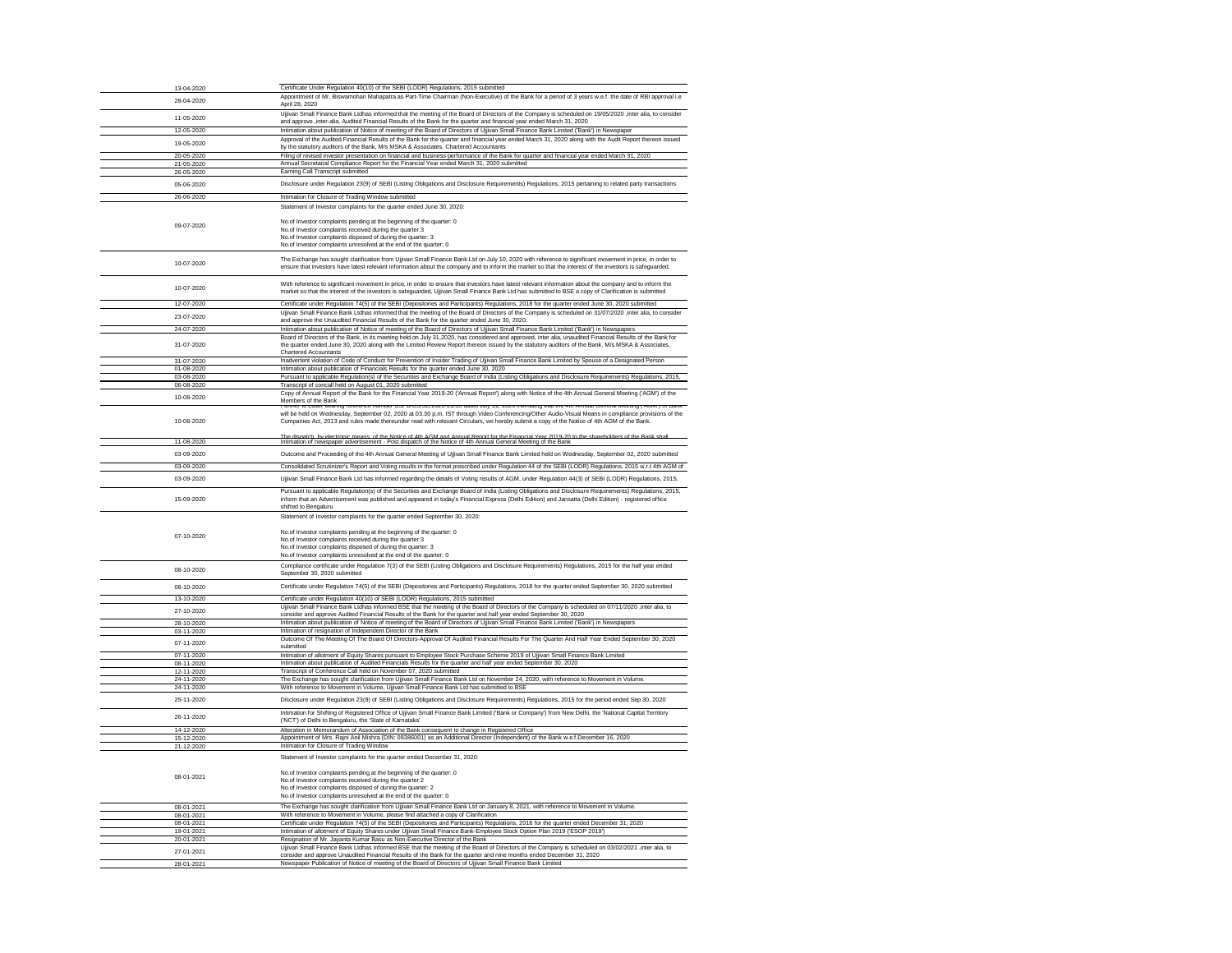| | |
|---|---|
| 13-04-2020 | Certificate Under Regulation 40(10) of the SEBI (LODR) Regulations, 2015 submitted |
| 28-04-2020 | Appointment of Mr. Biswamohan Mahapatra as Part-Time Chairman (Non-Executive) of the Bank for a period of 3 years w.e.f. the date of RBI approval i.e April 28, 2020 |
| 11-05-2020 | Ujjivan Small Finance Bank Ltdhas informed that the meeting of the Board of Directors of the Company is scheduled on 19/05/2020 ,inter alia, to consider and approve ,inter-alia, Audited Financial Results of the Bank for the quarter and financial year ended March 31, 2020 |
| 12-05-2020 | Intimation about publication of Notice of meeting of the Board of Directors of Ujjivan Small Finance Bank Limited ('Bank') in Newspaper |
| 19-05-2020 | Approval of the Audited Financial Results of the Bank for the quarter and financial year ended March 31, 2020 along with the Audit Report thereon issued by the statutory auditors of the Bank, M/s MSKA & Associates, Chartered Accountants |
| 20-05-2020 | Filing of revised investor presentation on financial and business performance of the Bank for quarter and financial year ended March 31, 2020 |
| 21-05-2020 | Annual Secretarial Compliance Report for the Financial Year ended March 31, 2020 submitted |
| 26-05-2020 | Earning Call Transcript submitted |
| 05-06-2020 | Disclosure under Regulation 23(9) of SEBI (Listing Obligations and Disclosure Requirements) Regulations, 2015 pertaining to related party transactions |
| 26-06-2020 | Intimation for Closure of Trading Window submitted |
| 09-07-2020 | Statement of Investor complaints for the quarter ended June 30, 2020:<br><br>No.of Investor complaints pending at the beginning of the quarter: 0<br>No.of Investor complaints received during the quarter:3<br>No.of Investor complaints disposed of during the quarter: 3<br>No.of Investor complaints unresolved at the end of the quarter: 0 |
| 10-07-2020 | The Exchange has sought clarification from Ujjivan Small Finance Bank Ltd on July 10, 2020 with reference to significant movement in price, in order to ensure that investors have latest relevant information about the company and to inform the market so that the interest of the investors is safeguarded. |
| 10-07-2020 | With reference to significant movement in price, in order to ensure that investors have latest relevant information about the company and to inform the market so that the interest of the investors is safeguarded, Ujjivan Small Finance Bank Ltd has submitted to BSE a copy of Clarification is submitted |
| 12-07-2020 | Certificate under Regulation 74(5) of the SEBI (Depositories and Participants) Regulations, 2018 for the quarter ended June 30, 2020 submitted |
| 23-07-2020 | Ujjivan Small Finance Bank Ltdhas informed that the meeting of the Board of Directors of the Company is scheduled on 31/07/2020 ,inter alia, to consider and approve the Unaudited Financial Results of the Bank for the quarter ended June 30, 2020. |
| 24-07-2020 | Intimation about publication of Notice of meeting of the Board of Directors of Ujjivan Small Finance Bank Limited ('Bank') in Newspapers |
| 31-07-2020 | Board of Directors of the Bank, in its meeting held on July 31,2020, has considered and approved, inter alia, unaudited Financial Results of the Bank for the quarter ended June 30, 2020 along with the Limited Review Report thereon issued by the statutory auditors of the Bank, M/s MSKA & Associates, Chartered Accountants |
| 31-07-2020 | Inadvertent violation of Code of Conduct for Prevention of Insider Trading of Ujjivan Small Finance Bank Limited by Spouse of a Designated Person |
| 01-08-2020 | Intimation about publication of Financials Results for the quarter ended June 30, 2020 |
| 03-08-2020 | Pursuant to applicable Regulation(s) of the Securities and Exchange Board of India (Listing Obligations and Disclosure Requirements) Regulations, 2015, |
| 06-08-2020 | Transcript of concall held on August 01, 2020 submitted |
| 10-08-2020 | Copy of Annual Report of the Bank for the Financial Year 2019-20 ('Annual Report') along with Notice of the 4th Annual General Meeting ('AGM') of the Members of the Bank |
| 10-08-2020 | Further to Letter bearing reference number USFB/CS/SE/2020-21/30 dated July 31, 2020 intimating that the 4th Annual General Meeting ('AGM') of Bank will be held on Wednesday, September 02, 2020 at 03.30 p.m. IST through Video Conferencing/Other Audio-Visual Means in compliance provisions of the Companies Act, 2013 and rules made thereunder read with relevant Circulars, we hereby submit a copy of the Notice of 4th AGM of the Bank.<br><br>The dispatch, by electronic means, of the Notice of 4th AGM and Annual Report for the Financial Year 2019-20 to the shareholders of the Bank shall |
| 11-08-2020 | Intimation of newspaper advertisement - Post dispatch of the Notice of 4th Annual General Meeting of the Bank |
| 03-09-2020 | Outcome and Proceeding of the 4th Annual General Meeting of Ujjivan Small Finance Bank Limited held on Wednesday, September 02, 2020 submitted |
| 03-09-2020 | Consolidated Scrutinizer's Report and Voting results in the format prescribed under Regulation 44 of the SEBI (LODR) Regulations, 2015 w.r.t 4th AGM of |
| 03-09-2020 | Ujjivan Small Finance Bank Ltd has informed regarding the details of Voting results of AGM, under Regulation 44(3) of SEBI (LODR) Regulations, 2015. |
| 15-09-2020 | Pursuant to applicable Regulation(s) of the Securities and Exchange Board of India (Listing Obligations and Disclosure Requirements) Regulations, 2015, inform that an Advertisement was published and appeared in today's Financial Express (Delhi Edition) and Jansatta (Delhi Edition) - registered office shifted to Bengaluru |
| 07-10-2020 | Statement of Investor complaints for the quarter ended September 30, 2020:<br><br>No.of Investor complaints pending at the beginning of the quarter: 0<br>No.of Investor complaints received during the quarter:3<br>No.of Investor complaints disposed of during the quarter: 3<br>No.of Investor complaints unresolved at the end of the quarter: 0 |
| 08-10-2020 | Compliance certificate under Regulation 7(3) of the SEBI (Listing Obligations and Disclosure Requirements) Regulations, 2015 for the half year ended September 30, 2020 submitted |
| 08-10-2020 | Certificate under Regulation 74(5) of the SEBI (Depositories and Participants) Regulations, 2018 for the quarter ended September 30, 2020 submitted |
| 13-10-2020 | Certificate under Regulation 40(10) of SEBI (LODR) Regulations, 2015 submitted |
| 27-10-2020 | Ujjivan Small Finance Bank Ltdhas informed BSE that the meeting of the Board of Directors of the Company is scheduled on 07/11/2020 ,inter alia, to consider and approve Audited Financial Results of the Bank for the quarter and half year ended September 30, 2020 |
| 28-10-2020 | Intimation about publication of Notice of meeting of the Board of Directors of Ujjivan Small Finance Bank Limited ('Bank') in Newspapers |
| 03-11-2020 | Intimation of resignation of Independent Director of the Bank |
| 07-11-2020 | Outcome Of The Meeting Of The Board Of Directors-Approval Of Audited Financial Results For The Quarter And Half Year Ended September 30, 2020 submitted |
| 07-11-2020 | Intimation of allotment of Equity Shares pursuant to Employee Stock Purchase Scheme 2019 of Ujjivan Small Finance Bank Limited |
| 08-11-2020 | Intimation about publication of Audited Financials Results for the quarter and half year ended September 30, 2020 |
| 12-11-2020 | Transcript of Conference Call held on November 07, 2020 submitted |
| 24-11-2020 | The Exchange has sought clarification from Ujjivan Small Finance Bank Ltd on November 24, 2020, with reference to Movement in Volume. |
| 24-11-2020 | With reference to Movement in Volume, Ujjivan Small Finance Bank Ltd has submitted to BSE |
| 25-11-2020 | Disclosure under Regulation 23(9) of SEBI (Listing Obligations and Disclosure Requirements) Regulations, 2015 for the period ended Sep 30, 2020 |
| 26-11-2020 | Intimation for Shifting of Registered Office of Ujjivan Small Finance Bank Limited ('Bank or Company') from New Delhi, the 'National Capital Territory ('NCT') of Delhi to Bengaluru, the 'State of Karnataka' |
| 14-12-2020 | Alteration in Memorandum of Association of the Bank consequent to change in Registered Office |
| 15-12-2020 | Appointment of Mrs. Rajni Anil Mishra (DIN: 08386001) as an Additional Director (Independent) of the Bank w.e.f.December 16, 2020 |
| 21-12-2020 | Intimation for Closure of Trading Window |
| 08-01-2021 | Statement of Investor complaints for the quarter ended December 31, 2020:<br><br>No.of Investor complaints pending at the beginning of the quarter: 0<br>No.of Investor complaints received during the quarter:2<br>No.of Investor complaints disposed of during the quarter: 2<br>No.of Investor complaints unresolved at the end of the quarter: 0 |
| 08-01-2021 | The Exchange has sought clarification from Ujjivan Small Finance Bank Ltd on January 8, 2021, with reference to Movement in Volume. |
| 08-01-2021 | With reference to Movement in Volume, please find attached a copy of Clarification |
| 08-01-2021 | Certificate under Regulation 74(5) of the SEBI (Depositories and Participants) Regulations, 2018 for the quarter ended December 31, 2020 |
| 19-01-2021 | Intimation of allotment of Equity Shares under Ujjivan Small Finance Bank-Employee Stock Option Plan 2019 ('ESOP 2019') |
| 20-01-2021 | Resignation of Mr. Jayanta Kumar Basu as Non-Executive Director of the Bank |
| 27-01-2021 | Ujjivan Small Finance Bank Ltdhas informed BSE that the meeting of the Board of Directors of the Company is scheduled on 03/02/2021 ,inter alia, to consider and approve Unaudited Financial Results of the Bank for the quarter and nine months ended December 31, 2020 |
| 28-01-2021 | Newspaper Publication of Notice of meeting of the Board of Directors of Ujjivan Small Finance Bank Limited |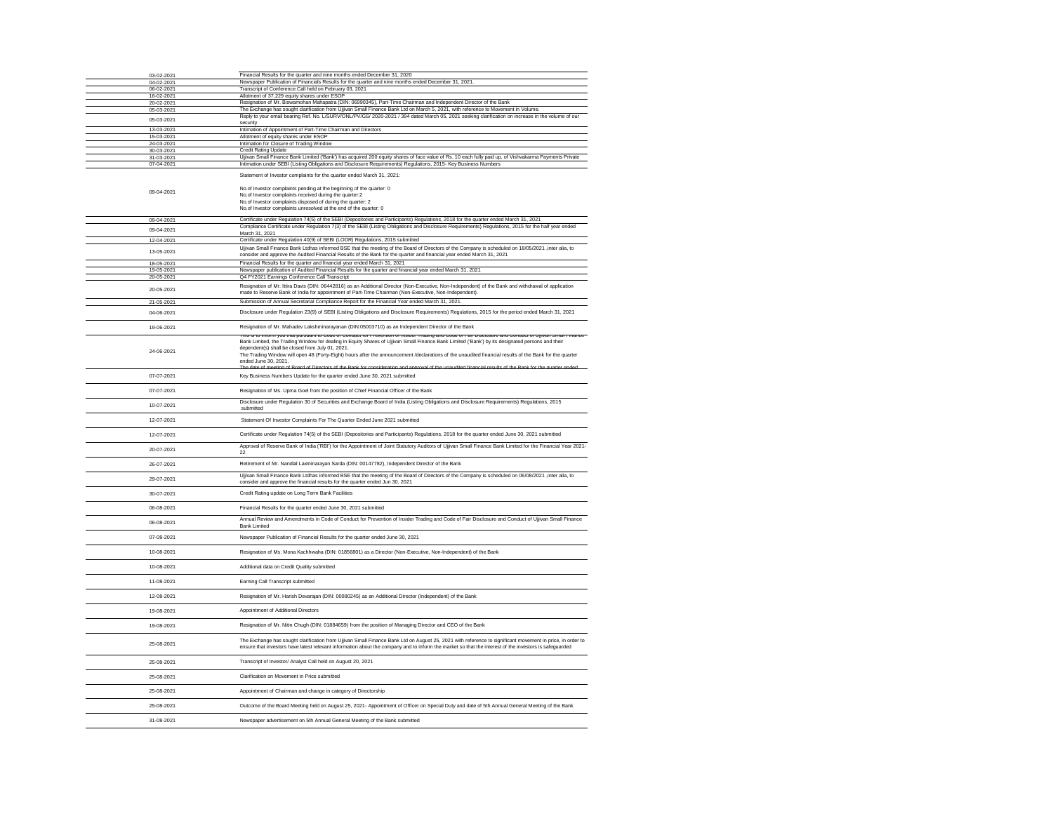| | |
|---|---|
| 03-02-2021 | Financial Results for the quarter and nine months ended December 31, 2020 |
| 04-02-2021 | Newspaper Publication of Financials Results for the quarter and nine months ended December 31, 2021. |
| 06-02-2021 | Transcript of Conference Call held on February 03, 2021 |
| 16-02-2021 | Allotment of 37,229 equity shares under ESOP |
| 20-02-2021 | Resignation of Mr. Biswamohan Mahapatra (DIN: 06990345), Part-Time Chairman and Independent Director of the Bank |
| 05-03-2021 | The Exchange has sought clarification from Ujjivan Small Finance Bank Ltd on March 5, 2021, with reference to Movement in Volume. |
| 05-03-2021 | Reply to your email bearing Ref. No. L/SURV/ONL/PV/GS/ 2020-2021 / 394 dated March 05, 2021 seeking clarification on increase in the volume of our security |
| 13-03-2021 | Intimation of Appointment of Part-Time Chairman and Directors |
| 15-03-2021 | Allotment of equity shares under ESOP |
| 24-03-2021 | Intimation for Closure of Trading Window |
| 30-03-2021 | Credit Rating Update |
| 31-03-2021 | Ujjivan Small Finance Bank Limited ('Bank') has acquired 200 equity shares of face value of Rs. 10 each fully paid up, of Vishvakarma Payments Private |
| 07-04-2021 | Intimation under SEBI (Listing Obligations and Disclosure Requirements) Regulations, 2015- Key Business Numbers |
| 09-04-2021 | Statement of Investor complaints for the quarter ended March 31, 2021:<br><br>No.of Investor complaints pending at the beginning of the quarter: 0<br>No.of Investor complaints received during the quarter:2<br>No.of Investor complaints disposed of during the quarter: 2<br>No.of Investor complaints unresolved at the end of the quarter: 0 |
| 09-04-2021 | Certificate under Regulation 74(5) of the SEBI (Depositories and Participants) Regulations, 2018 for the quarter ended March 31, 2021 |
| 09-04-2021 | Compliance Certificate under Regulation 7(3) of the SEBI (Listing Obligations and Disclosure Requirements) Regulations, 2015 for the half year ended March 31, 2021 |
| 12-04-2021 | Certificate under Regulation 40(9) of SEBI (LODR) Regulations, 2015 submitted |
| 13-05-2021 | Ujjivan Small Finance Bank Ltdhas informed BSE that the meeting of the Board of Directors of the Company is scheduled on 18/05/2021 ,inter alia, to consider and approve the Audited Financial Results of the Bank for the quarter and financial year ended March 31, 2021 |
| 18-05-2021 | Financial Results for the quarter and financial year ended March 31, 2021 |
| 19-05-2021 | Newspaper publication of Audited Financial Results for the quarter and financial year ended March 31, 2021 |
| 20-05-2021 | Q4 FY2021 Earnings Conference Call Transcript |
| 20-05-2021 | Resignation of Mr. Ittira Davis (DIN: 06442816) as an Additional Director (Non-Executive, Non-Independent) of the Bank and withdrawal of application made to Reserve Bank of India for appointment of Part-Time Chairman (Non-Executive, Non-Independent). |
| 21-05-2021 | Submission of Annual Secretarial Compliance Report for the Financial Year ended March 31, 2021. |
| 04-06-2021 | Disclosure under Regulation 23(9) of SEBI (Listing Obligations and Disclosure Requirements) Regulations, 2015 for the period ended March 31, 2021 |
| 19-06-2021 | Resignation of Mr. Mahadev Lakshminarayanan (DIN:05003710) as an Independent Director of the Bank |
| 24-06-2021 | This is to inform you that pursuant to Code of Conduct for Prevention of Insider Trading and Code of Fair Disclosure and Conduct of Ujjivan Small Finance Bank Limited, the Trading Window for dealing in Equity Shares of Ujjivan Small Finance Bank Limited ('Bank') by its designated persons and their dependent(s) shall be closed from July 01, 2021.<br>The Trading Window will open 48 (Forty-Eight) hours after the announcement /declarations of the unaudited financial results of the Bank for the quarter ended June 30, 2021.<br>The date of meeting of Board of Directors of the Bank for consideration and approval of the unaudited financial results of the Bank for the quarter ended |
| 07-07-2021 | Key Business Numbers Update for the quarter ended June 30, 2021 submitted |
| 07-07-2021 | Resignation of Ms. Upma Goel from the position of Chief Financial Officer of the Bank |
| 10-07-2021 | Disclosure under Regulation 30 of Securities and Exchange Board of India (Listing Obligations and Disclosure Requirements) Regulations, 2015 submitted |
| 12-07-2021 | Statement Of Investor Complaints For The Quarter Ended June 2021 submitted |
| 12-07-2021 | Certificate under Regulation 74(5) of the SEBI (Depositories and Participants) Regulations, 2018 for the quarter ended June 30, 2021 submitted |
| 20-07-2021 | Approval of Reserve Bank of India ('RBI') for the Appointment of Joint Statutory Auditors of Ujjivan Small Finance Bank Limited for the Financial Year 2021-22 |
| 26-07-2021 | Retirement of Mr. Nandlal Laxminarayan Sarda (DIN: 00147782), Independent Director of the Bank |
| 29-07-2021 | Ujjivan Small Finance Bank Ltdhas informed BSE that the meeting of the Board of Directors of the Company is scheduled on 06/08/2021 ,inter alia, to consider and approve the financial results for the quarter ended Jun 30, 2021 |
| 30-07-2021 | Credit Rating update on Long Term Bank Facilities |
| 06-08-2021 | Financial Results for the quarter ended June 30, 2021 submitted |
| 06-08-2021 | Annual Review and Amendments in Code of Conduct for Prevention of Insider Trading and Code of Fair Disclosure and Conduct of Ujjivan Small Finance Bank Limited |
| 07-08-2021 | Newspaper Publication of Financial Results for the quarter ended June 30, 2021 |
| 10-08-2021 | Resignation of Ms. Mona Kachhwaha (DIN: 01856801) as a Director (Non-Executive, Non-Independent) of the Bank |
| 10-08-2021 | Additional data on Credit Quality submitted |
| 11-08-2021 | Earning Call Transcript submitted |
| 12-08-2021 | Resignation of Mr. Harish Devarajan (DIN: 00080245) as an Additional Director (Independent) of the Bank |
| 19-08-2021 | Appointment of Additional Directors |
| 19-08-2021 | Resignation of Mr. Nitin Chugh (DIN: 01884659) from the position of Managing Director and CEO of the Bank |
| 25-08-2021 | The Exchange has sought clarification from Ujjivan Small Finance Bank Ltd on August 25, 2021 with reference to significant movement in price, in order to ensure that investors have latest relevant information about the company and to inform the market so that the interest of the investors is safeguarded |
| 25-08-2021 | Transcript of Investor/ Analyst Call held on August 20, 2021 |
| 25-08-2021 | Clarification on Movement in Price submitted |
| 25-08-2021 | Appointment of Chairman and change in category of Directorship |
| 25-08-2021 | Outcome of the Board Meeting held on August 25, 2021- Appointment of Officer on Special Duty and date of 5th Annual General Meeting of the Bank |
| 31-08-2021 | Newspaper advertisement on 5th Annual General Meeting of the Bank submitted |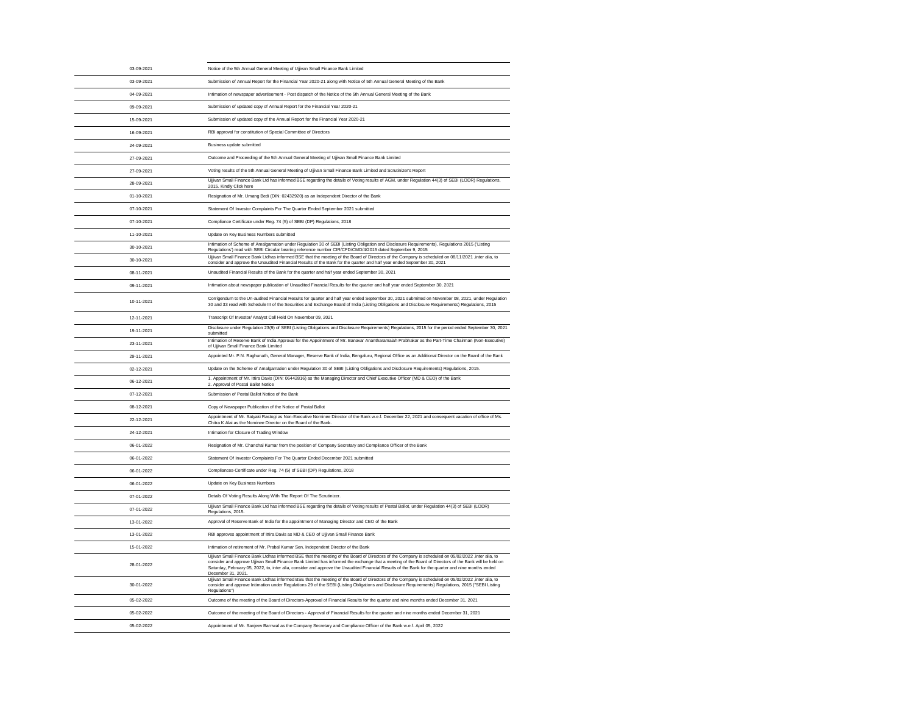| | |
|---|---|
| 03-09-2021 | Notice of the 5th Annual General Meeting of Ujjivan Small Finance Bank Limited |
| 03-09-2021 | Submission of Annual Report for the Financial Year 2020-21 along with Notice of 5th Annual General Meeting of the Bank |
| 04-09-2021 | Intimation of newspaper advertisement - Post dispatch of the Notice of the 5th Annual General Meeting of the Bank |
| 09-09-2021 | Submission of updated copy of Annual Report for the Financial Year 2020-21 |
| 15-09-2021 | Submission of updated copy of the Annual Report for the Financial Year 2020-21 |
| 16-09-2021 | RBI approval for constitution of Special Committee of Directors |
| 24-09-2021 | Business update submitted |
| 27-09-2021 | Outcome and Proceeding of the 5th Annual General Meeting of Ujjivan Small Finance Bank Limited |
| 27-09-2021 | Voting results of the 5th Annual General Meeting of Ujjivan Small Finance Bank Limited and Scrutinizer's Report |
| 28-09-2021 | Ujjivan Small Finance Bank Ltd has informed BSE regarding the details of Voting results of AGM, under Regulation 44(3) of SEBI (LODR) Regulations, 2015. Kindly Click here |
| 01-10-2021 | Resignation of Mr. Umang Bedi (DIN: 02432920) as an Independent Director of the Bank |
| 07-10-2021 | Statement Of Investor Complaints For The Quarter Ended September 2021 submitted |
| 07-10-2021 | Compliance Certificate under Reg. 74 (5) of SEBI (DP) Regulations, 2018 |
| 11-10-2021 | Update on Key Business Numbers submitted |
| 30-10-2021 | Intimation of Scheme of Amalgamation under Regulation 30 of SEBI (Listing Obligation and Disclosure Requirements), Regulations 2015 ('Listing Regulations') read with SEBI Circular bearing reference number CIR/CFD/CMD/4/2015 dated September 9, 2015 |
| 30-10-2021 | Ujjivan Small Finance Bank Ltdhas informed BSE that the meeting of the Board of Directors of the Company is scheduled on 08/11/2021 ,inter alia, to consider and approve the Unaudited Financial Results of the Bank for the quarter and half year ended September 30, 2021 |
| 08-11-2021 | Unaudited Financial Results of the Bank for the quarter and half year ended September 30, 2021 |
| 09-11-2021 | Intimation about newspaper publication of Unaudited Financial Results for the quarter and half year ended September 30, 2021 |
| 10-11-2021 | Corrigendum to the Un-audited Financial Results for quarter and half year ended September 30, 2021 submitted on November 08, 2021, under Regulation 30 and 33 read with Schedule III of the Securities and Exchange Board of India (Listing Obligations and Disclosure Requirements) Regulations, 2015 |
| 12-11-2021 | Transcript Of Investor/ Analyst Call Held On November 09, 2021 |
| 19-11-2021 | Disclosure under Regulation 23(9) of SEBI (Listing Obligations and Disclosure Requirements) Regulations, 2015 for the period ended September 30, 2021 submitted |
| 23-11-2021 | Intimation of Reserve Bank of India Approval for the Appointment of Mr. Banavar Anantharamaiah Prabhakar as the Part-Time Chairman (Non-Executive) of Ujjivan Small Finance Bank Limited |
| 29-11-2021 | Appointed Mr. P.N. Raghunath, General Manager, Reserve Bank of India, Bengaluru, Regional Office as an Additional Director on the Board of the Bank |
| 02-12-2021 | Update on the Scheme of Amalgamation under Regulation 30 of SEBI (Listing Obligations and Disclosure Requirements) Regulations, 2015. |
| 06-12-2021 | 1. Appointment of Mr. Ittira Davis (DIN: 06442816) as the Managing Director and Chief Executive Officer (MD & CEO) of the Bank<br>2. Approval of Postal Ballot Notice |
| 07-12-2021 | Submission of Postal Ballot Notice of the Bank |
| 08-12-2021 | Copy of Newspaper Publication of the Notice of Postal Ballot |
| 22-12-2021 | Appointment of Mr. Satyaki Rastogi as Non-Executive Nominee Director of the Bank w.e.f. December 22, 2021 and consequent vacation of office of Ms. Chitra K Alai as the Nominee Director on the Board of the Bank. |
| 24-12-2021 | Intimation for Closure of Trading Window |
| 06-01-2022 | Resignation of Mr. Chanchal Kumar from the position of Company Secretary and Compliance Officer of the Bank |
| 06-01-2022 | Statement Of Investor Complaints For The Quarter Ended December 2021 submitted |
| 06-01-2022 | Compliances-Certificate under Reg. 74 (5) of SEBI (DP) Regulations, 2018 |
| 06-01-2022 | Update on Key Business Numbers |
| 07-01-2022 | Details Of Voting Results Along With The Report Of The Scrutinizer. |
| 07-01-2022 | Ujjivan Small Finance Bank Ltd has informed BSE regarding the details of Voting results of Postal Ballot, under Regulation 44(3) of SEBI (LODR) Regulations, 2015. |
| 13-01-2022 | Approval of Reserve Bank of India for the appointment of Managing Director and CEO of the Bank |
| 13-01-2022 | RBI approves appointment of Ittira Davis as MD & CEO of Ujjivan Small Finance Bank |
| 15-01-2022 | Intimation of retirement of Mr. Prabal Kumar Sen, Independent Director of the Bank |
| 28-01-2022 | Ujjivan Small Finance Bank Ltdhas informed BSE that the meeting of the Board of Directors of the Company is scheduled on 05/02/2022 ,inter alia, to consider and approve Ujjivan Small Finance Bank Limited has informed the exchange that a meeting of the Board of Directors of the Bank will be held on Saturday, February 05, 2022, to, inter alia, consider and approve the Unaudited Financial Results of the Bank for the quarter and nine months ended December 31, 2021. |
| 30-01-2022 | Ujjivan Small Finance Bank Ltdhas informed BSE that the meeting of the Board of Directors of the Company is scheduled on 05/02/2022 ,inter alia, to consider and approve Intimation under Regulations 29 of the SEBI (Listing Obligations and Disclosure Requirements) Regulations, 2015 ("SEBI Listing Regulations") |
| 05-02-2022 | Outcome of the meeting of the Board of Directors-Approval of Financial Results for the quarter and nine months ended December 31, 2021 |
| 05-02-2022 | Outcome of the meeting of the Board of Directors - Approval of Financial Results for the quarter and nine months ended December 31, 2021 |
| 05-02-2022 | Appointment of Mr. Sanjeev Barnwal as the Company Secretary and Compliance Officer of the Bank w.e.f. April 05, 2022 |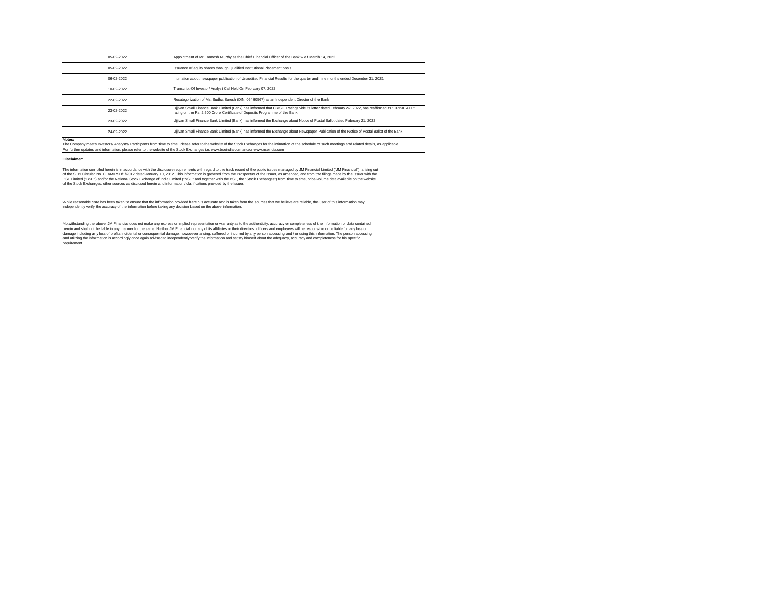| | |
|---|---|
| 05-02-2022 | Appointment of Mr. Ramesh Murthy as the Chief Financial Officer of the Bank w.e.f March 14, 2022 |
| 05-02-2022 | Issuance of equity shares through Qualified Institutional Placement basis |
| 06-02-2022 | Intimation about newspaper publication of Unaudited Financial Results for the quarter and nine months ended December 31, 2021 |
| 10-02-2022 | Transcript Of Investor/ Analyst Call Held On February 07, 2022 |
| 22-02-2022 | Recategorization of Ms. Sudha Suresh (DIN: 06480567) as an Independent Director of the Bank |
| 23-02-2022 | Ujjivan Small Finance Bank Limited (Bank) has informed that CRISIL Ratings vide its letter dated February 22, 2022, has reaffirmed its "CRISIL A1+" rating on the Rs. 2,500 Crore Certificate of Deposits Programme of the Bank. |
| 23-02-2022 | Ujjivan Small Finance Bank Limited (Bank) has informed the Exchange about Notice of Postal Ballot dated February 21, 2022 |
| 24-02-2022 | Ujjivan Small Finance Bank Limited (Bank) has informed the Exchange about Newspaper Publication of the Notice of Postal Ballot of the Bank |

**Notes:**

The Company meets Investors/ Analysts/ Participants from time to time. Please refer to the website of the Stock Exchanges for the intimation of the schedule of such meetings and related details, as applicable.

For further updates and information, please refer to the website of the Stock Exchanges i.e. www.bseindia.com and/or www.nseindia.com

**Disclaimer:**

The information compiled herein is in accordance with the disclosure requirements with regard to the track record of the public issues managed by JM Financial Limited ("JM Financial") arising out of the SEBI Circular No. CIR/MIRSD/1/2012 dated January 10, 2012. This information is gathered from the Prospectus of the Issuer, as amended, and from the filings made by the Issuer with the BSE Limited ("BSE") and/or the National Stock Exchange of India Limited ("NSE" and together with the BSE, the "Stock Exchanges") from time to time, price-volume data available on the website of the Stock Exchanges, other sources as disclosed herein and information / clarifications provided by the Issuer.

While reasonable care has been taken to ensure that the information provided herein is accurate and is taken from the sources that we believe are reliable, the user of this information may independently verify the accuracy of the information before taking any decision based on the above information.

Notwithstanding the above, JM Financial does not make any express or implied representation or warranty as to the authenticity, accuracy or completeness of the information or data contained herein and shall not be liable in any manner for the same. Neither JM Financial nor any of its affiliates or their directors, officers and employees will be responsible or be liable for any loss or damage including any loss of profits incidental or consequential damage, howsoever arising, suffered or incurred by any person accessing and / or using this information. The person accessing and utilizing the information is accordingly once again advised to independently verify the information and satisfy himself about the adequacy, accuracy and completeness for his specific requirement.